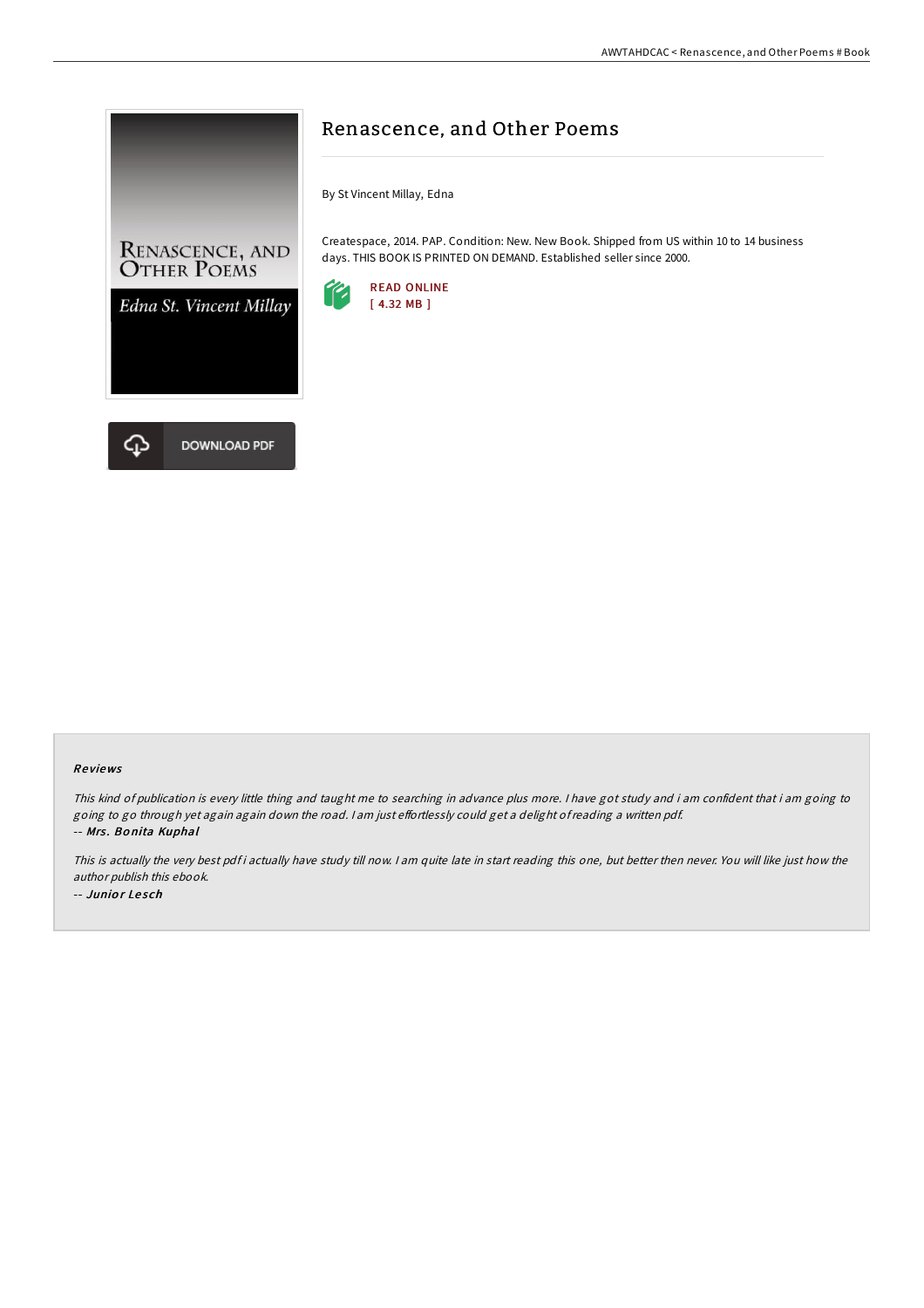# Renascence, and Other Poems

By St Vincent Millay, Edna

Createspace, 2014. PAP. Condition: New. New Book. Shipped from US within 10 to 14 business days. THIS BOOK IS PRINTED ON DEMAND. Established seller since 2000.

READ ONLINE
[ 4.32 MB ]

DOWNLOAD PDF

### Reviews

*This kind of publication is every little thing and taught me to searching in advance plus more. I have got study and i am confident that i am going to going to go through yet again again down the road. I am just effortlessly could get a delight of reading a written pdf.*
-- ***Mrs. Bonita Kuphal***

*This is actually the very best pdf i actually have study till now. I am quite late in start reading this one, but better then never. You will like just how the author publish this ebook.*
-- ***Junior Lesch***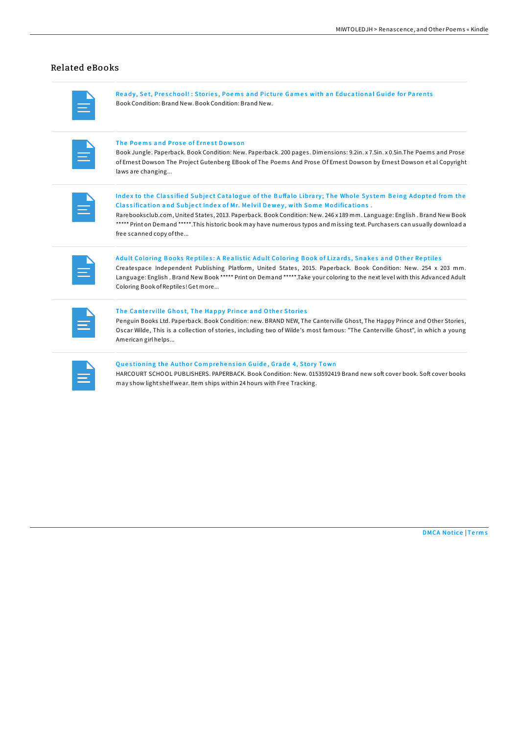## Related eBooks

**Ready, Set, Preschool! : Stories, Poems and Picture Games with an Educational Guide for Parents**

Book Condition: Brand New. Book Condition: Brand New.

**The Poems and Prose of Ernest Dowson**

Book Jungle. Paperback. Book Condition: New. Paperback. 200 pages. Dimensions: 9.2in. x 7.5in. x 0.5in.The Poems and Prose of Ernest Dowson The Project Gutenberg EBook of The Poems And Prose Of Ernest Dowson by Ernest Dowson et al Copyright laws are changing...

**Index to the Classified Subject Catalogue of the Buffalo Library; The Whole System Being Adopted from the Classification and Subject Index of Mr. Melvil Dewey, with Some Modifications .**

Rarebooksclub.com, United States, 2013. Paperback. Book Condition: New. 246 x 189 mm. Language: English . Brand New Book ***** Print on Demand *****.This historic book may have numerous typos and missing text. Purchasers can usually download a free scanned copy of the...

**Adult Coloring Books Reptiles: A Realistic Adult Coloring Book of Lizards, Snakes and Other Reptiles**

Createspace Independent Publishing Platform, United States, 2015. Paperback. Book Condition: New. 254 x 203 mm. Language: English . Brand New Book ***** Print on Demand *****.Take your coloring to the next level with this Advanced Adult Coloring Book of Reptiles! Get more...

**The Canterville Ghost, The Happy Prince and Other Stories**

Penguin Books Ltd. Paperback. Book Condition: new. BRAND NEW, The Canterville Ghost, The Happy Prince and Other Stories, Oscar Wilde, This is a collection of stories, including two of Wilde's most famous: "The Canterville Ghost", in which a young American girl helps...

**Questioning the Author Comprehension Guide, Grade 4, Story Town**

HARCOURT SCHOOL PUBLISHERS. PAPERBACK. Book Condition: New. 0153592419 Brand new soft cover book. Soft cover books may show light shelf wear. Item ships within 24 hours with Free Tracking.